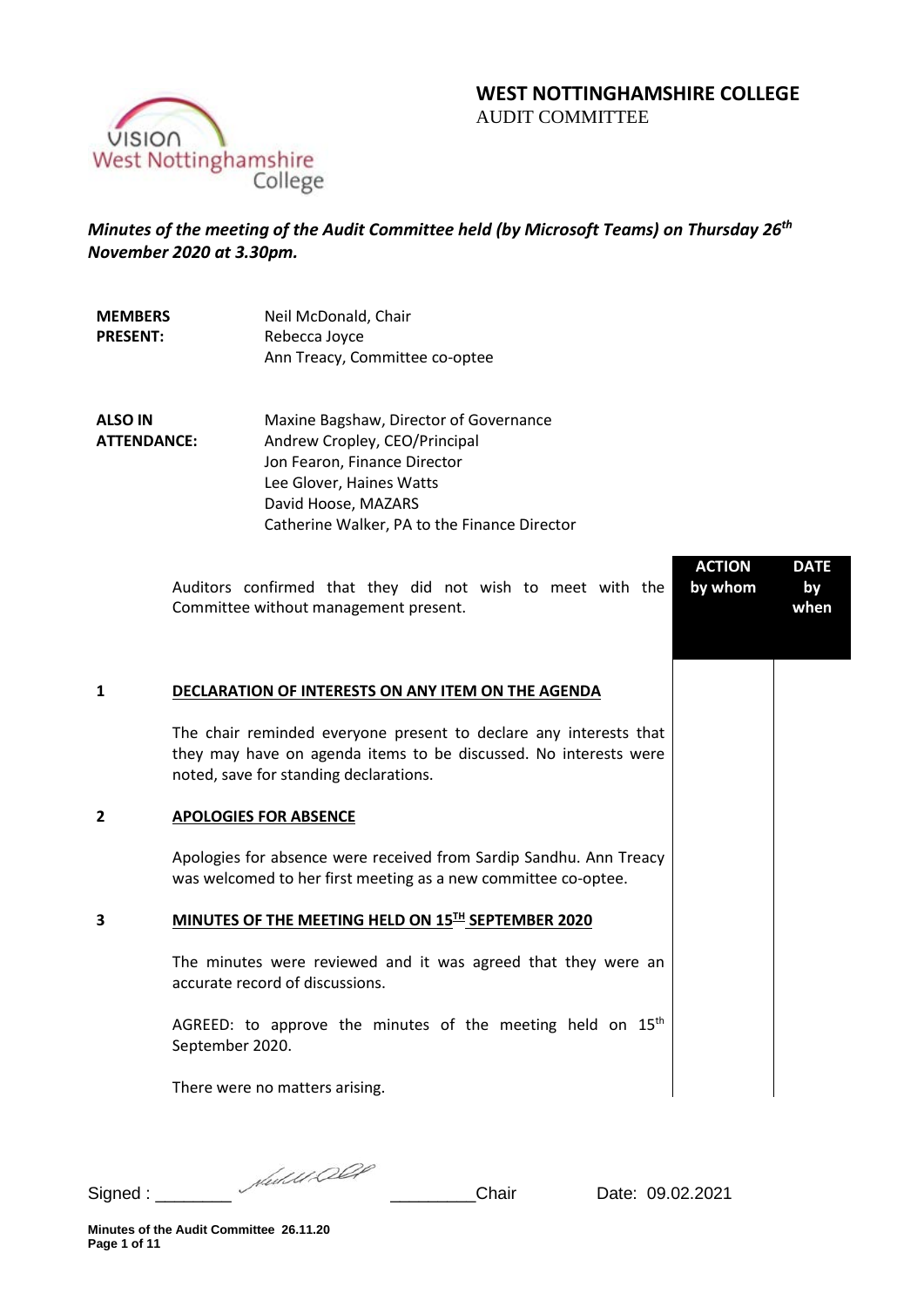# WEST NOTTINGHAMSHIRE COLLEGE
AUDIT COMMITTEE

*Minutes of the meeting of the Audit Committee held (by Microsoft Teams) on Thursday 26th November 2020 at 3.30pm.*

**MEMBERS PRESENT:**
Neil McDonald, Chair
Rebecca Joyce
Ann Treacy, Committee co-optee

**ALSO IN ATTENDANCE:**
Maxine Bagshaw, Director of Governance
Andrew Cropley, CEO/Principal
Jon Fearon, Finance Director
Lee Glover, Haines Watts
David Hoose, MAZARS
Catherine Walker, PA to the Finance Director

| | | ACTION by whom | DATE by when |
|---|---|---|---|
| | Auditors confirmed that they did not wish to meet with the Committee without management present. | | |
| **1** | **DECLARATION OF INTERESTS ON ANY ITEM ON THE AGENDA** | | |
| | The chair reminded everyone present to declare any interests that they may have on agenda items to be discussed. No interests were noted, save for standing declarations. | | |
| **2** | **APOLOGIES FOR ABSENCE** | | |
| | Apologies for absence were received from Sardip Sandhu. Ann Treacy was welcomed to her first meeting as a new committee co-optee. | | |
| **3** | **MINUTES OF THE MEETING HELD ON 15TH SEPTEMBER 2020** | | |
| | The minutes were reviewed and it was agreed that they were an accurate record of discussions. | | |
| | AGREED: to approve the minutes of the meeting held on 15th September 2020. | | |
| | There were no matters arising. | | |

Signed : ________ ________Chair Date: 09.02.2021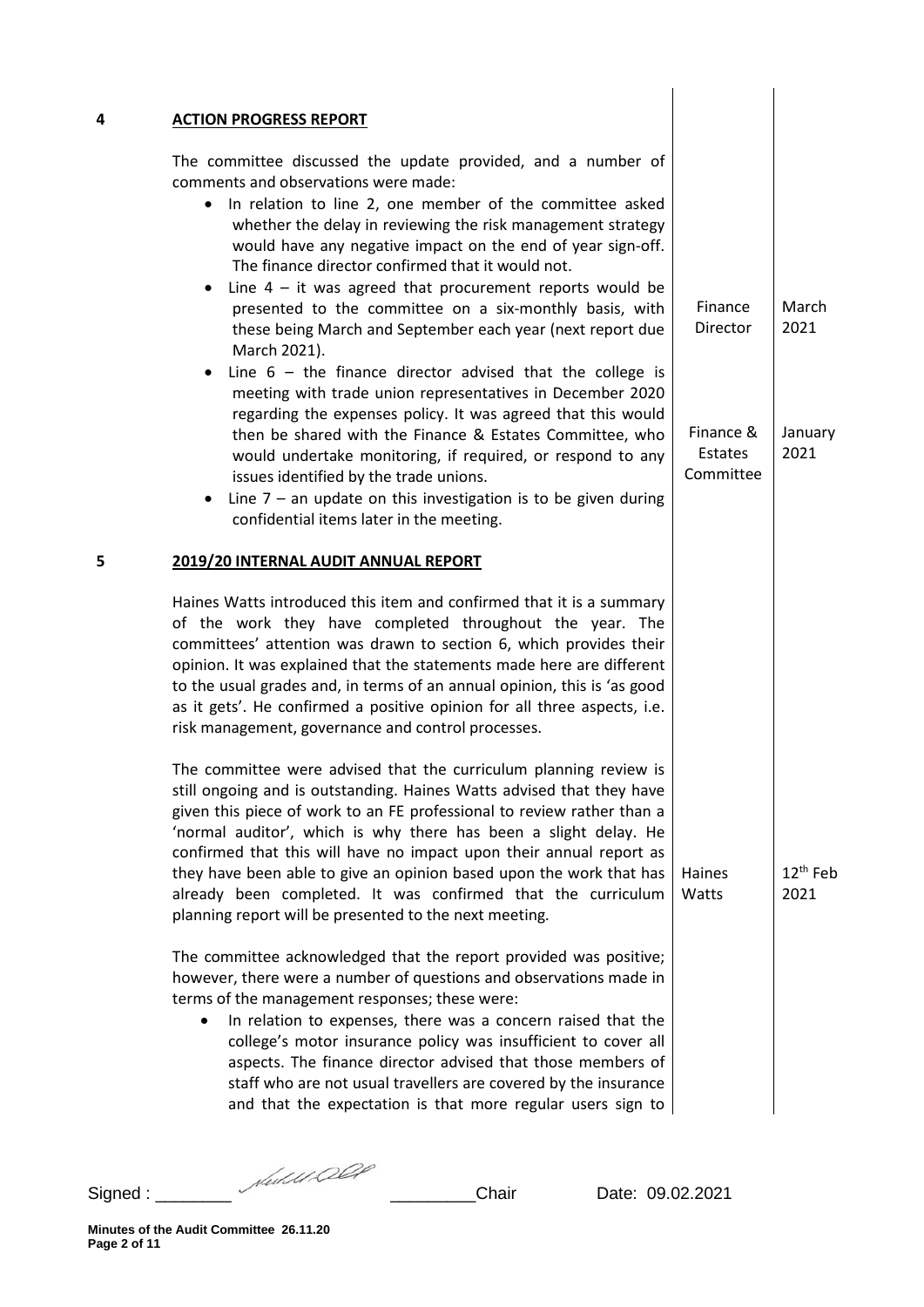| | | | | |
|---|---|---|---|---|
| **4** | **ACTION PROGRESS REPORT** | | | |
| | The committee discussed the update provided, and a number of comments and observations were made:<br>• In relation to line 2, one member of the committee asked whether the delay in reviewing the risk management strategy would have any negative impact on the end of year sign-off. The finance director confirmed that it would not.<br>• Line 4 – it was agreed that procurement reports would be presented to the committee on a six-monthly basis, with these being March and September each year (next report due March 2021). | | Finance Director | March 2021 |
| | • Line 6 – the finance director advised that the college is meeting with trade union representatives in December 2020 regarding the expenses policy. It was agreed that this would then be shared with the Finance & Estates Committee, who would undertake monitoring, if required, or respond to any issues identified by the trade unions.<br>• Line 7 – an update on this investigation is to be given during confidential items later in the meeting. | | Finance & Estates Committee | January 2021 |
| **5** | **2019/20 INTERNAL AUDIT ANNUAL REPORT** | | | |
| | Haines Watts introduced this item and confirmed that it is a summary of the work they have completed throughout the year. The committees' attention was drawn to section 6, which provides their opinion. It was explained that the statements made here are different to the usual grades and, in terms of an annual opinion, this is 'as good as it gets'. He confirmed a positive opinion for all three aspects, i.e. risk management, governance and control processes. | | | |
| | The committee were advised that the curriculum planning review is still ongoing and is outstanding. Haines Watts advised that they have given this piece of work to an FE professional to review rather than a 'normal auditor', which is why there has been a slight delay. He confirmed that this will have no impact upon their annual report as they have been able to give an opinion based upon the work that has already been completed. It was confirmed that the curriculum planning report will be presented to the next meeting. | | Haines Watts | 12th Feb 2021 |
| | The committee acknowledged that the report provided was positive; however, there were a number of questions and observations made in terms of the management responses; these were:<br>• In relation to expenses, there was a concern raised that the college's motor insurance policy was insufficient to cover all aspects. The finance director advised that those members of staff who are not usual travellers are covered by the insurance and that the expectation is that more regular users sign to | | | |

Signed : \_\_\_\_\_\_\_\_ \_\_\_\_\_\_\_\_\_Chair Date: 09.02.2021

**Minutes of the Audit Committee 26.11.20**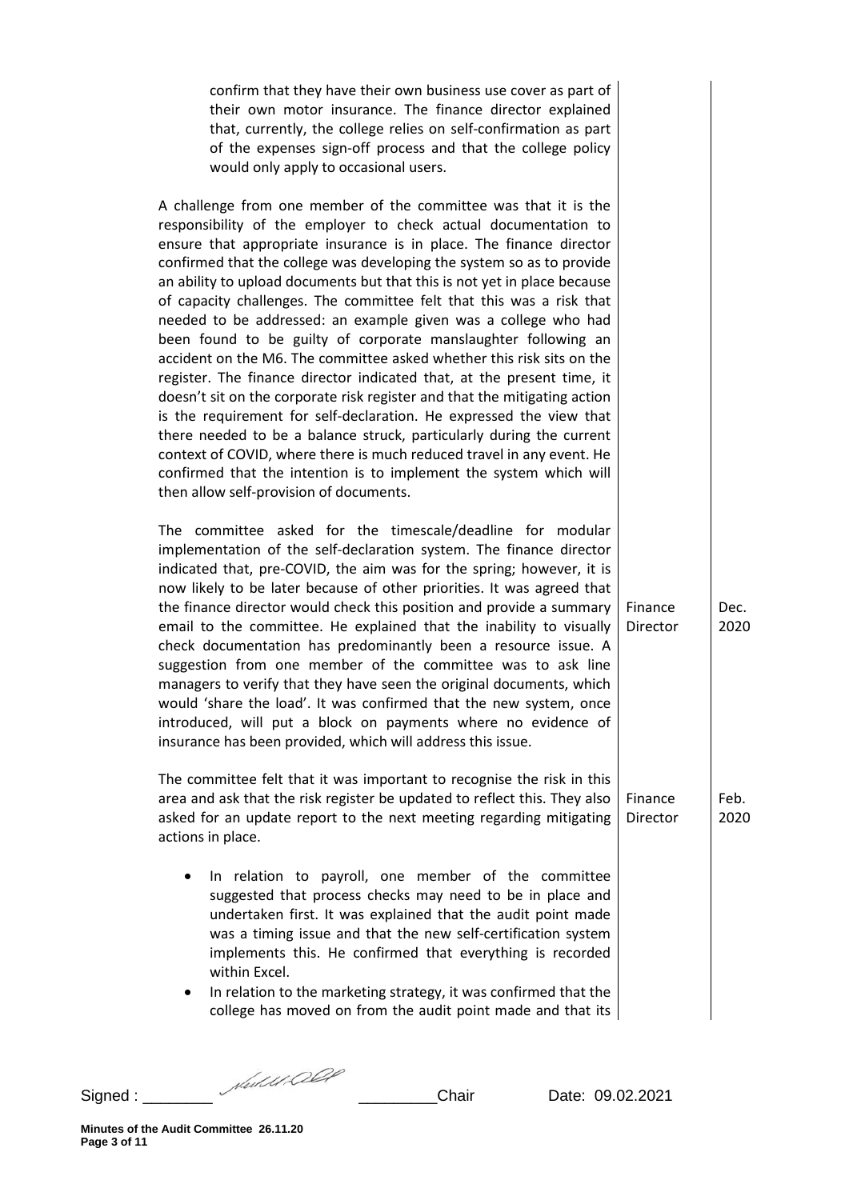| | | |
|---|---|---|
| confirm that they have their own business use cover as part of their own motor insurance. The finance director explained that, currently, the college relies on self-confirmation as part of the expenses sign-off process and that the college policy would only apply to occasional users. | | |
| A challenge from one member of the committee was that it is the responsibility of the employer to check actual documentation to ensure that appropriate insurance is in place. The finance director confirmed that the college was developing the system so as to provide an ability to upload documents but that this is not yet in place because of capacity challenges. The committee felt that this was a risk that needed to be addressed: an example given was a college who had been found to be guilty of corporate manslaughter following an accident on the M6. The committee asked whether this risk sits on the register. The finance director indicated that, at the present time, it doesn't sit on the corporate risk register and that the mitigating action is the requirement for self-declaration. He expressed the view that there needed to be a balance struck, particularly during the current context of COVID, where there is much reduced travel in any event. He confirmed that the intention is to implement the system which will then allow self-provision of documents. | | |
| The committee asked for the timescale/deadline for modular implementation of the self-declaration system. The finance director indicated that, pre-COVID, the aim was for the spring; however, it is now likely to be later because of other priorities. It was agreed that the finance director would check this position and provide a summary email to the committee. He explained that the inability to visually check documentation has predominantly been a resource issue. A suggestion from one member of the committee was to ask line managers to verify that they have seen the original documents, which would 'share the load'. It was confirmed that the new system, once introduced, will put a block on payments where no evidence of insurance has been provided, which will address this issue. | Finance Director | Dec. 2020 |
| The committee felt that it was important to recognise the risk in this area and ask that the risk register be updated to reflect this. They also asked for an update report to the next meeting regarding mitigating actions in place. | Finance Director | Feb. 2020 |
| • In relation to payroll, one member of the committee suggested that process checks may need to be in place and undertaken first. It was explained that the audit point made was a timing issue and that the new self-certification system implements this. He confirmed that everything is recorded within Excel.<br>• In relation to the marketing strategy, it was confirmed that the college has moved on from the audit point made and that its | | |

Signed : ________ ________Chair Date: 09.02.2021

**Minutes of the Audit Committee 26.11.20**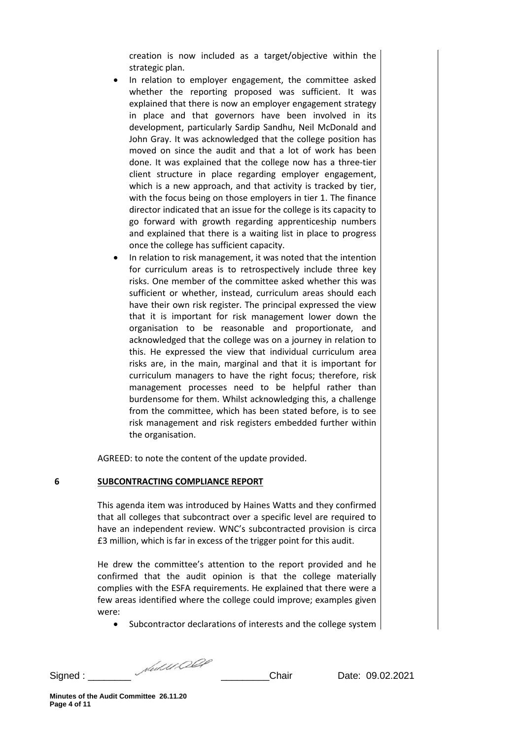creation is now included as a target/objective within the strategic plan.

- In relation to employer engagement, the committee asked whether the reporting proposed was sufficient. It was explained that there is now an employer engagement strategy in place and that governors have been involved in its development, particularly Sardip Sandhu, Neil McDonald and John Gray. It was acknowledged that the college position has moved on since the audit and that a lot of work has been done. It was explained that the college now has a three-tier client structure in place regarding employer engagement, which is a new approach, and that activity is tracked by tier, with the focus being on those employers in tier 1. The finance director indicated that an issue for the college is its capacity to go forward with growth regarding apprenticeship numbers and explained that there is a waiting list in place to progress once the college has sufficient capacity.
- In relation to risk management, it was noted that the intention for curriculum areas is to retrospectively include three key risks. One member of the committee asked whether this was sufficient or whether, instead, curriculum areas should each have their own risk register. The principal expressed the view that it is important for risk management lower down the organisation to be reasonable and proportionate, and acknowledged that the college was on a journey in relation to this. He expressed the view that individual curriculum area risks are, in the main, marginal and that it is important for curriculum managers to have the right focus; therefore, risk management processes need to be helpful rather than burdensome for them. Whilst acknowledging this, a challenge from the committee, which has been stated before, is to see risk management and risk registers embedded further within the organisation.

AGREED: to note the content of the update provided.

**6 SUBCONTRACTING COMPLIANCE REPORT**

This agenda item was introduced by Haines Watts and they confirmed that all colleges that subcontract over a specific level are required to have an independent review. WNC's subcontracted provision is circa £3 million, which is far in excess of the trigger point for this audit.

He drew the committee's attention to the report provided and he confirmed that the audit opinion is that the college materially complies with the ESFA requirements. He explained that there were a few areas identified where the college could improve; examples given were:

- Subcontractor declarations of interests and the college system

Signed : \_\_\_\_\_\_\_\_ \_\_\_\_\_\_\_\_\_Chair Date: 09.02.2021

**Minutes of the Audit Committee 26.11.20**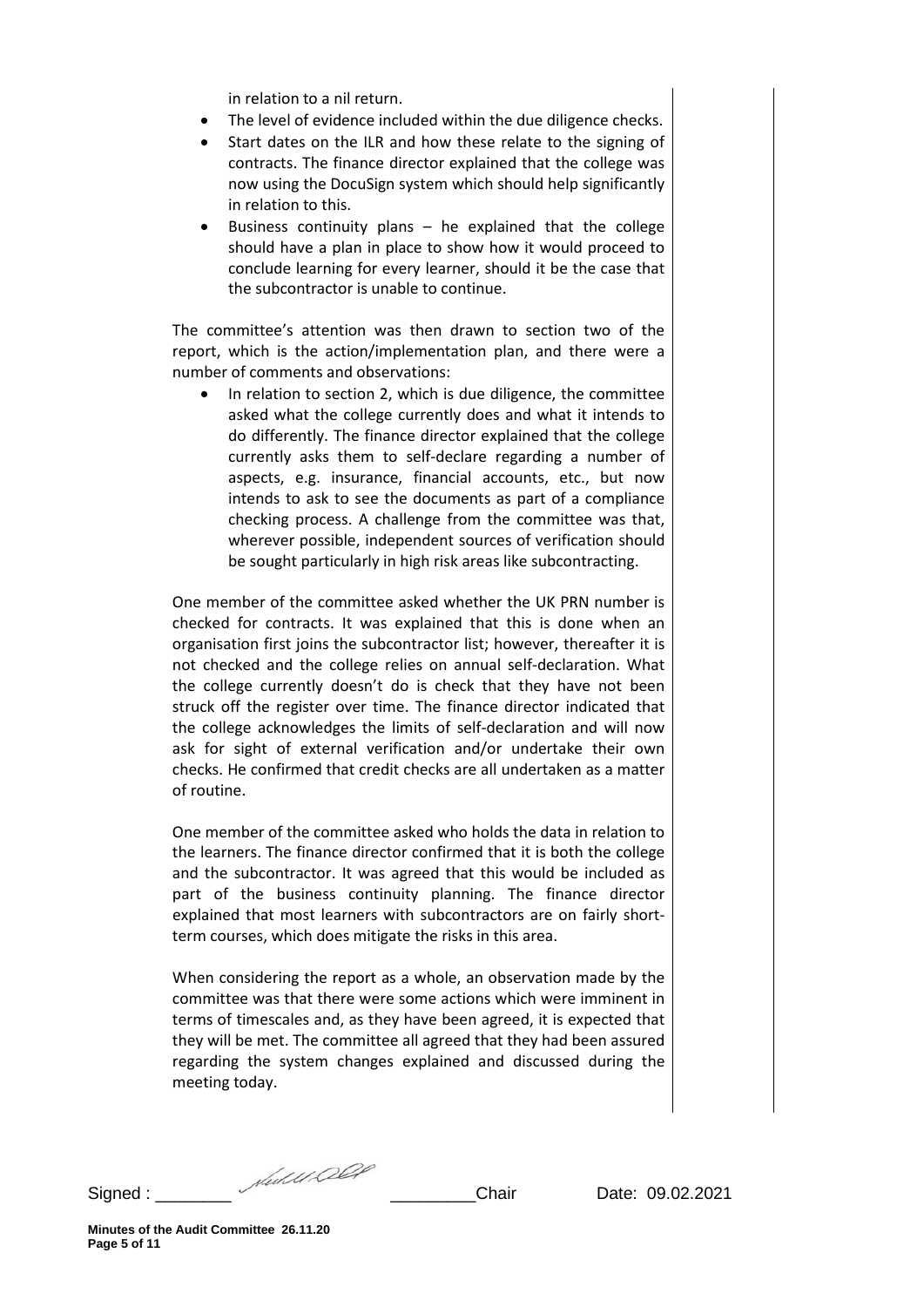in relation to a nil return.

- The level of evidence included within the due diligence checks.
- Start dates on the ILR and how these relate to the signing of contracts. The finance director explained that the college was now using the DocuSign system which should help significantly in relation to this.
- Business continuity plans – he explained that the college should have a plan in place to show how it would proceed to conclude learning for every learner, should it be the case that the subcontractor is unable to continue.

The committee's attention was then drawn to section two of the report, which is the action/implementation plan, and there were a number of comments and observations:

- In relation to section 2, which is due diligence, the committee asked what the college currently does and what it intends to do differently. The finance director explained that the college currently asks them to self-declare regarding a number of aspects, e.g. insurance, financial accounts, etc., but now intends to ask to see the documents as part of a compliance checking process. A challenge from the committee was that, wherever possible, independent sources of verification should be sought particularly in high risk areas like subcontracting.

One member of the committee asked whether the UK PRN number is checked for contracts. It was explained that this is done when an organisation first joins the subcontractor list; however, thereafter it is not checked and the college relies on annual self-declaration. What the college currently doesn't do is check that they have not been struck off the register over time. The finance director indicated that the college acknowledges the limits of self-declaration and will now ask for sight of external verification and/or undertake their own checks. He confirmed that credit checks are all undertaken as a matter of routine.

One member of the committee asked who holds the data in relation to the learners. The finance director confirmed that it is both the college and the subcontractor. It was agreed that this would be included as part of the business continuity planning. The finance director explained that most learners with subcontractors are on fairly short-term courses, which does mitigate the risks in this area.

When considering the report as a whole, an observation made by the committee was that there were some actions which were imminent in terms of timescales and, as they have been agreed, it is expected that they will be met. The committee all agreed that they had been assured regarding the system changes explained and discussed during the meeting today.

Signed : ________ ________Chair Date: 09.02.2021

**Minutes of the Audit Committee 26.11.20**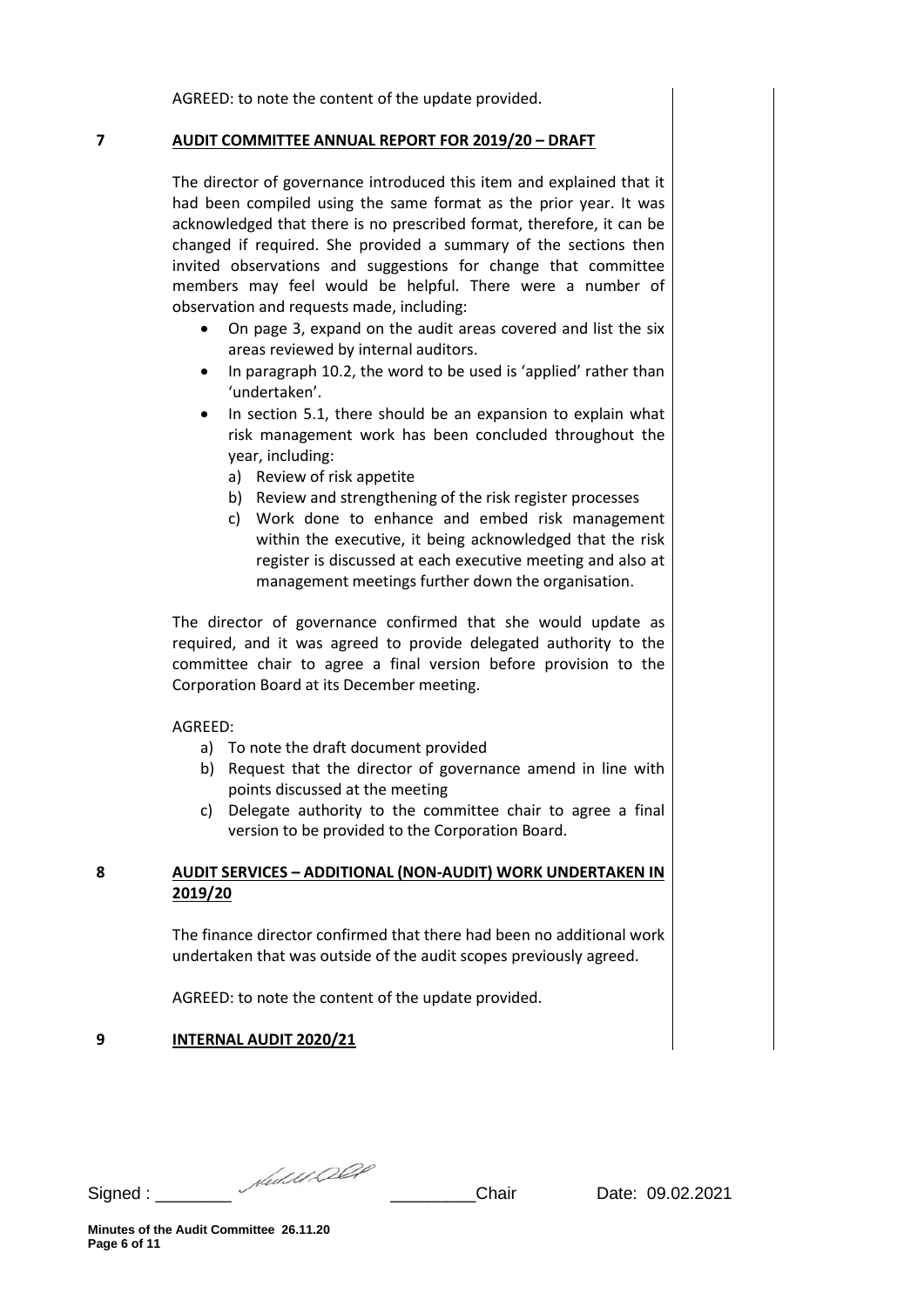AGREED: to note the content of the update provided.

## 7 AUDIT COMMITTEE ANNUAL REPORT FOR 2019/20 – DRAFT

The director of governance introduced this item and explained that it had been compiled using the same format as the prior year. It was acknowledged that there is no prescribed format, therefore, it can be changed if required. She provided a summary of the sections then invited observations and suggestions for change that committee members may feel would be helpful. There were a number of observation and requests made, including:

- On page 3, expand on the audit areas covered and list the six areas reviewed by internal auditors.
- In paragraph 10.2, the word to be used is 'applied' rather than 'undertaken'.
- In section 5.1, there should be an expansion to explain what risk management work has been concluded throughout the year, including:
  a) Review of risk appetite
  b) Review and strengthening of the risk register processes
  c) Work done to enhance and embed risk management within the executive, it being acknowledged that the risk register is discussed at each executive meeting and also at management meetings further down the organisation.

The director of governance confirmed that she would update as required, and it was agreed to provide delegated authority to the committee chair to agree a final version before provision to the Corporation Board at its December meeting.

AGREED:

a) To note the draft document provided
b) Request that the director of governance amend in line with points discussed at the meeting
c) Delegate authority to the committee chair to agree a final version to be provided to the Corporation Board.

## 8 AUDIT SERVICES – ADDITIONAL (NON-AUDIT) WORK UNDERTAKEN IN 2019/20

The finance director confirmed that there had been no additional work undertaken that was outside of the audit scopes previously agreed.

AGREED: to note the content of the update provided.

## 9 INTERNAL AUDIT 2020/21

Signed : ________ ________Chair Date: 09.02.2021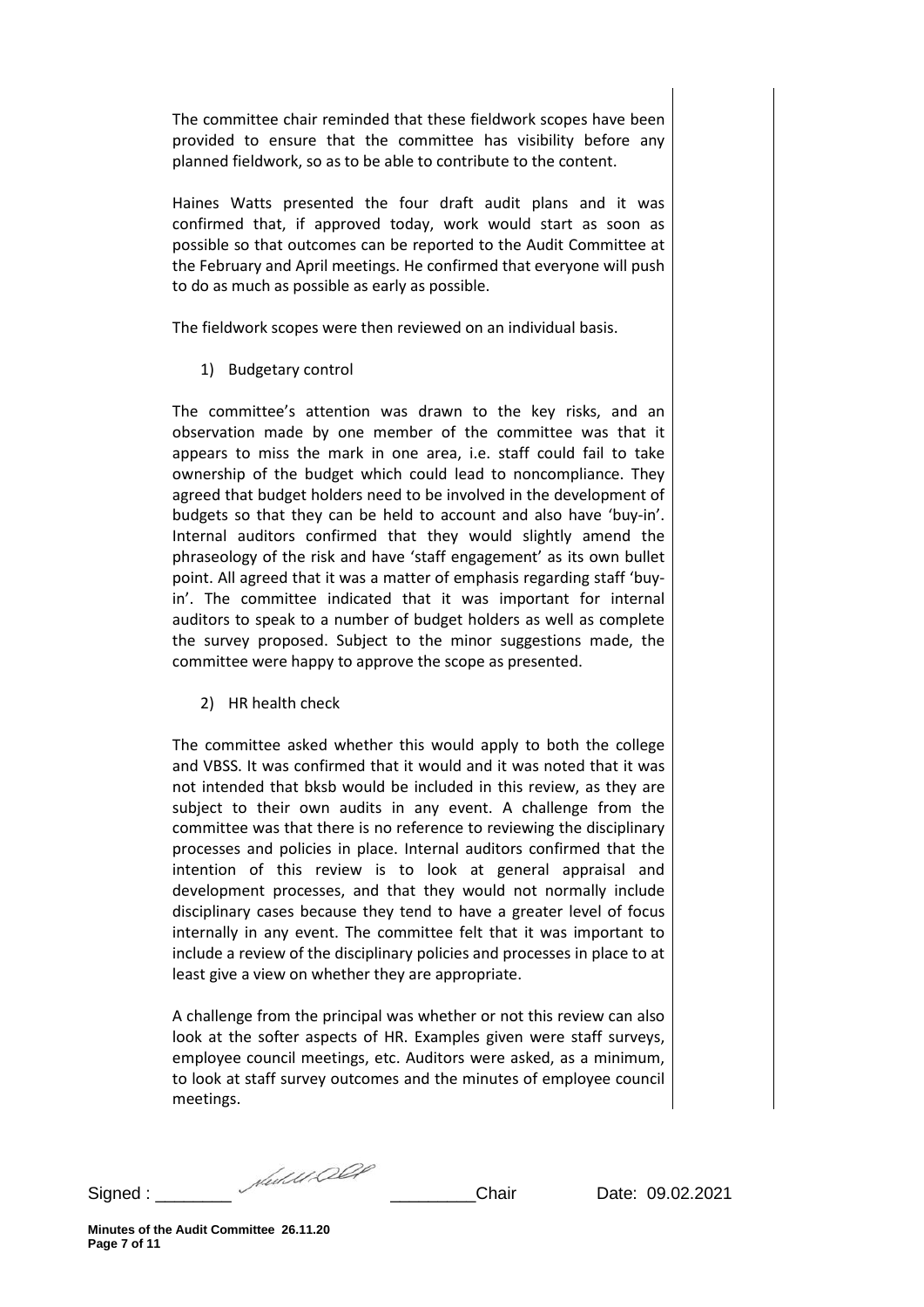The committee chair reminded that these fieldwork scopes have been provided to ensure that the committee has visibility before any planned fieldwork, so as to be able to contribute to the content.

Haines Watts presented the four draft audit plans and it was confirmed that, if approved today, work would start as soon as possible so that outcomes can be reported to the Audit Committee at the February and April meetings. He confirmed that everyone will push to do as much as possible as early as possible.

The fieldwork scopes were then reviewed on an individual basis.

1) Budgetary control

The committee's attention was drawn to the key risks, and an observation made by one member of the committee was that it appears to miss the mark in one area, i.e. staff could fail to take ownership of the budget which could lead to noncompliance. They agreed that budget holders need to be involved in the development of budgets so that they can be held to account and also have 'buy-in'. Internal auditors confirmed that they would slightly amend the phraseology of the risk and have 'staff engagement' as its own bullet point. All agreed that it was a matter of emphasis regarding staff 'buy-in'. The committee indicated that it was important for internal auditors to speak to a number of budget holders as well as complete the survey proposed. Subject to the minor suggestions made, the committee were happy to approve the scope as presented.

2) HR health check

The committee asked whether this would apply to both the college and VBSS. It was confirmed that it would and it was noted that it was not intended that bksb would be included in this review, as they are subject to their own audits in any event. A challenge from the committee was that there is no reference to reviewing the disciplinary processes and policies in place. Internal auditors confirmed that the intention of this review is to look at general appraisal and development processes, and that they would not normally include disciplinary cases because they tend to have a greater level of focus internally in any event. The committee felt that it was important to include a review of the disciplinary policies and processes in place to at least give a view on whether they are appropriate.

A challenge from the principal was whether or not this review can also look at the softer aspects of HR. Examples given were staff surveys, employee council meetings, etc. Auditors were asked, as a minimum, to look at staff survey outcomes and the minutes of employee council meetings.

Signed : ________ ________Chair Date: 09.02.2021

**Minutes of the Audit Committee 26.11.20**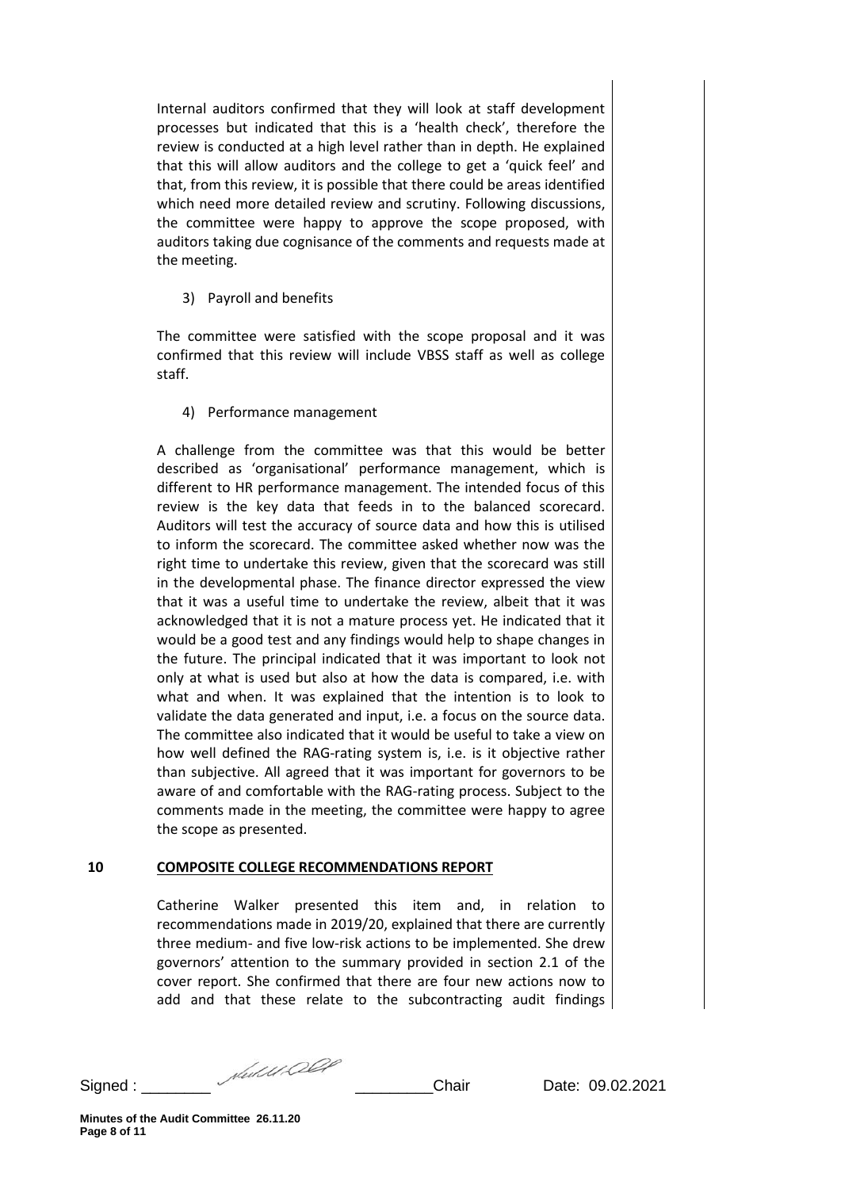Internal auditors confirmed that they will look at staff development processes but indicated that this is a 'health check', therefore the review is conducted at a high level rather than in depth. He explained that this will allow auditors and the college to get a 'quick feel' and that, from this review, it is possible that there could be areas identified which need more detailed review and scrutiny. Following discussions, the committee were happy to approve the scope proposed, with auditors taking due cognisance of the comments and requests made at the meeting.

3) Payroll and benefits

The committee were satisfied with the scope proposal and it was confirmed that this review will include VBSS staff as well as college staff.

4) Performance management

A challenge from the committee was that this would be better described as 'organisational' performance management, which is different to HR performance management. The intended focus of this review is the key data that feeds in to the balanced scorecard. Auditors will test the accuracy of source data and how this is utilised to inform the scorecard. The committee asked whether now was the right time to undertake this review, given that the scorecard was still in the developmental phase. The finance director expressed the view that it was a useful time to undertake the review, albeit that it was acknowledged that it is not a mature process yet. He indicated that it would be a good test and any findings would help to shape changes in the future. The principal indicated that it was important to look not only at what is used but also at how the data is compared, i.e. with what and when. It was explained that the intention is to look to validate the data generated and input, i.e. a focus on the source data. The committee also indicated that it would be useful to take a view on how well defined the RAG-rating system is, i.e. is it objective rather than subjective. All agreed that it was important for governors to be aware of and comfortable with the RAG-rating process. Subject to the comments made in the meeting, the committee were happy to agree the scope as presented.

## 10 COMPOSITE COLLEGE RECOMMENDATIONS REPORT

Catherine Walker presented this item and, in relation to recommendations made in 2019/20, explained that there are currently three medium- and five low-risk actions to be implemented. She drew governors' attention to the summary provided in section 2.1 of the cover report. She confirmed that there are four new actions now to add and that these relate to the subcontracting audit findings

Signed : ________ ________Chair Date: 09.02.2021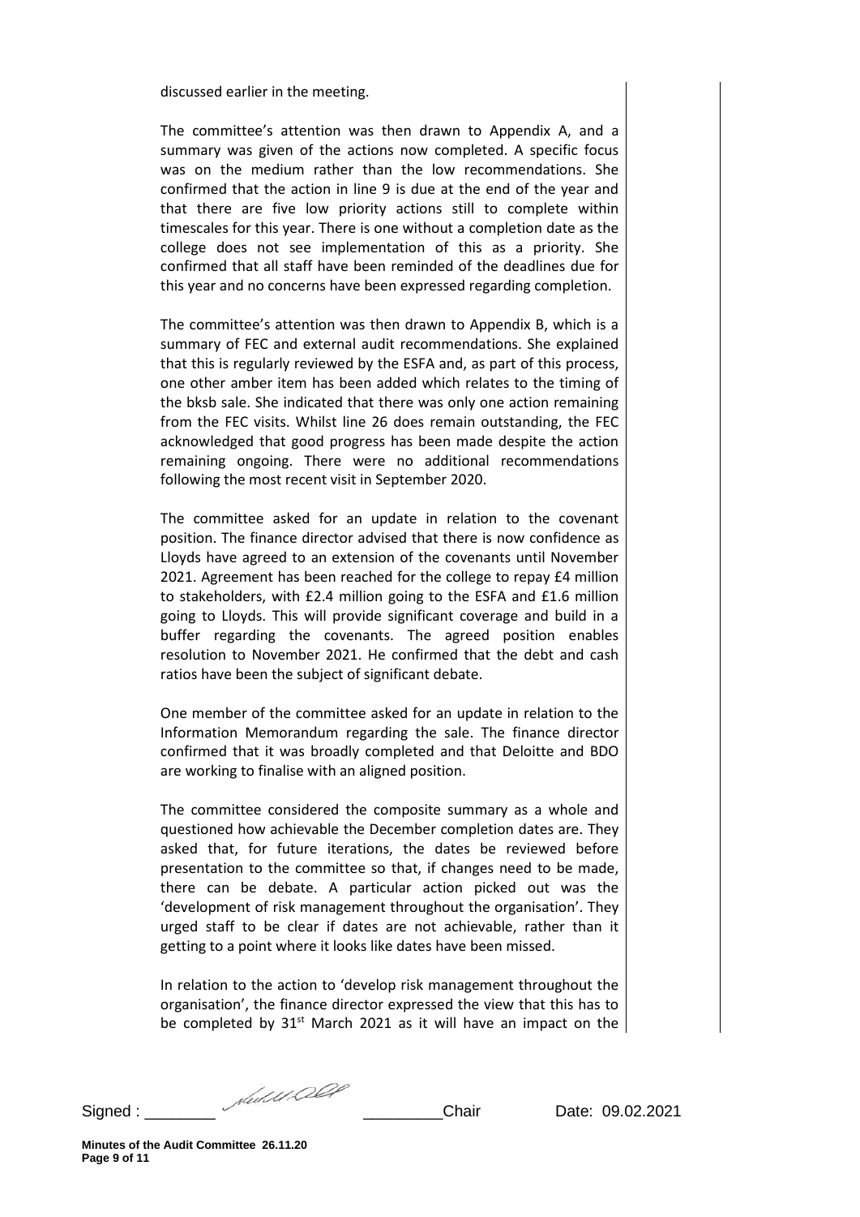discussed earlier in the meeting.

The committee's attention was then drawn to Appendix A, and a summary was given of the actions now completed. A specific focus was on the medium rather than the low recommendations. She confirmed that the action in line 9 is due at the end of the year and that there are five low priority actions still to complete within timescales for this year. There is one without a completion date as the college does not see implementation of this as a priority. She confirmed that all staff have been reminded of the deadlines due for this year and no concerns have been expressed regarding completion.

The committee's attention was then drawn to Appendix B, which is a summary of FEC and external audit recommendations. She explained that this is regularly reviewed by the ESFA and, as part of this process, one other amber item has been added which relates to the timing of the bksb sale. She indicated that there was only one action remaining from the FEC visits. Whilst line 26 does remain outstanding, the FEC acknowledged that good progress has been made despite the action remaining ongoing. There were no additional recommendations following the most recent visit in September 2020.

The committee asked for an update in relation to the covenant position. The finance director advised that there is now confidence as Lloyds have agreed to an extension of the covenants until November 2021. Agreement has been reached for the college to repay £4 million to stakeholders, with £2.4 million going to the ESFA and £1.6 million going to Lloyds. This will provide significant coverage and build in a buffer regarding the covenants. The agreed position enables resolution to November 2021. He confirmed that the debt and cash ratios have been the subject of significant debate.

One member of the committee asked for an update in relation to the Information Memorandum regarding the sale. The finance director confirmed that it was broadly completed and that Deloitte and BDO are working to finalise with an aligned position.

The committee considered the composite summary as a whole and questioned how achievable the December completion dates are. They asked that, for future iterations, the dates be reviewed before presentation to the committee so that, if changes need to be made, there can be debate. A particular action picked out was the 'development of risk management throughout the organisation'. They urged staff to be clear if dates are not achievable, rather than it getting to a point where it looks like dates have been missed.

In relation to the action to 'develop risk management throughout the organisation', the finance director expressed the view that this has to be completed by 31st March 2021 as it will have an impact on the

Signed : ________ ________Chair Date: 09.02.2021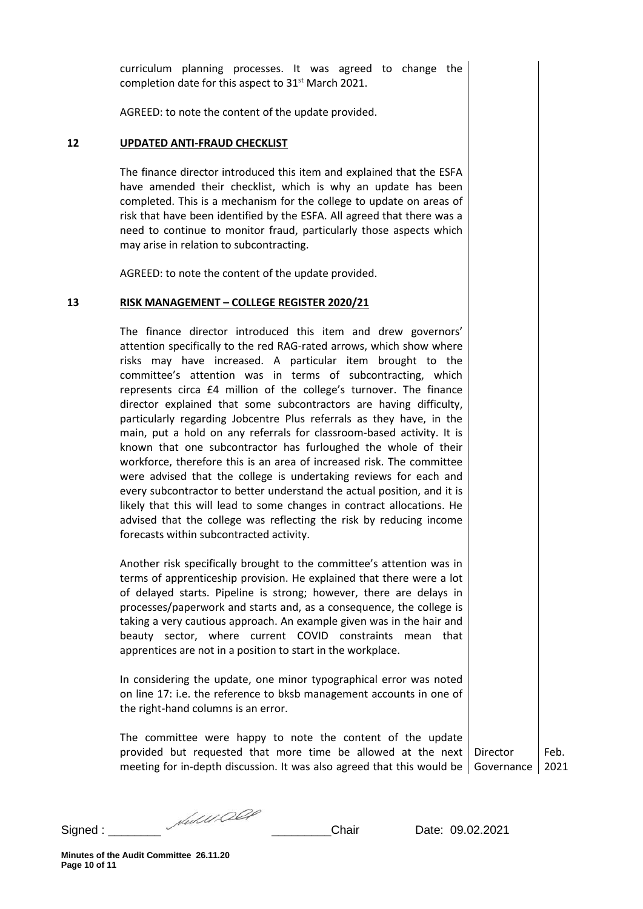curriculum planning processes. It was agreed to change the completion date for this aspect to 31st March 2021.

AGREED: to note the content of the update provided.

**12 UPDATED ANTI-FRAUD CHECKLIST**

The finance director introduced this item and explained that the ESFA have amended their checklist, which is why an update has been completed. This is a mechanism for the college to update on areas of risk that have been identified by the ESFA. All agreed that there was a need to continue to monitor fraud, particularly those aspects which may arise in relation to subcontracting.

AGREED: to note the content of the update provided.

**13 RISK MANAGEMENT – COLLEGE REGISTER 2020/21**

The finance director introduced this item and drew governors' attention specifically to the red RAG-rated arrows, which show where risks may have increased. A particular item brought to the committee's attention was in terms of subcontracting, which represents circa £4 million of the college's turnover. The finance director explained that some subcontractors are having difficulty, particularly regarding Jobcentre Plus referrals as they have, in the main, put a hold on any referrals for classroom-based activity. It is known that one subcontractor has furloughed the whole of their workforce, therefore this is an area of increased risk. The committee were advised that the college is undertaking reviews for each and every subcontractor to better understand the actual position, and it is likely that this will lead to some changes in contract allocations. He advised that the college was reflecting the risk by reducing income forecasts within subcontracted activity.

Another risk specifically brought to the committee's attention was in terms of apprenticeship provision. He explained that there were a lot of delayed starts. Pipeline is strong; however, there are delays in processes/paperwork and starts and, as a consequence, the college is taking a very cautious approach. An example given was in the hair and beauty sector, where current COVID constraints mean that apprentices are not in a position to start in the workplace.

In considering the update, one minor typographical error was noted on line 17: i.e. the reference to bksb management accounts in one of the right-hand columns is an error.

The committee were happy to note the content of the update provided but requested that more time be allowed at the next meeting for in-depth discussion. It was also agreed that this would be | Director Governance | Feb. 2021

Signed : ________ Chair Date: 09.02.2021

Minutes of the Audit Committee 26.11.20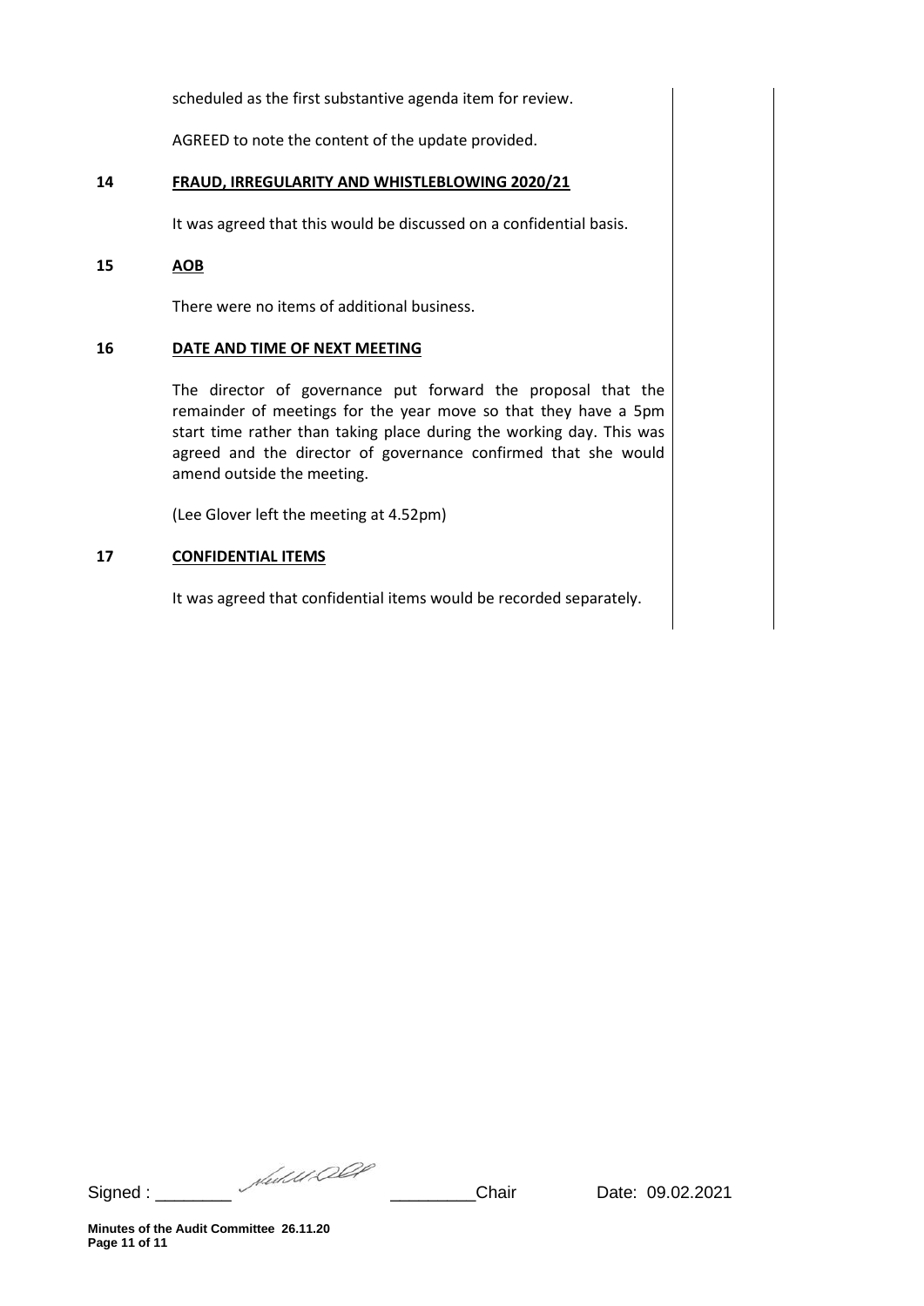scheduled as the first substantive agenda item for review.

AGREED to note the content of the update provided.

**14 FRAUD, IRREGULARITY AND WHISTLEBLOWING 2020/21**

It was agreed that this would be discussed on a confidential basis.

**15 AOB**

There were no items of additional business.

**16 DATE AND TIME OF NEXT MEETING**

The director of governance put forward the proposal that the remainder of meetings for the year move so that they have a 5pm start time rather than taking place during the working day. This was agreed and the director of governance confirmed that she would amend outside the meeting.

(Lee Glover left the meeting at 4.52pm)

**17 CONFIDENTIAL ITEMS**

It was agreed that confidential items would be recorded separately.

Signed : ________ ________Chair Date: 09.02.2021

**Minutes of the Audit Committee 26.11.20**